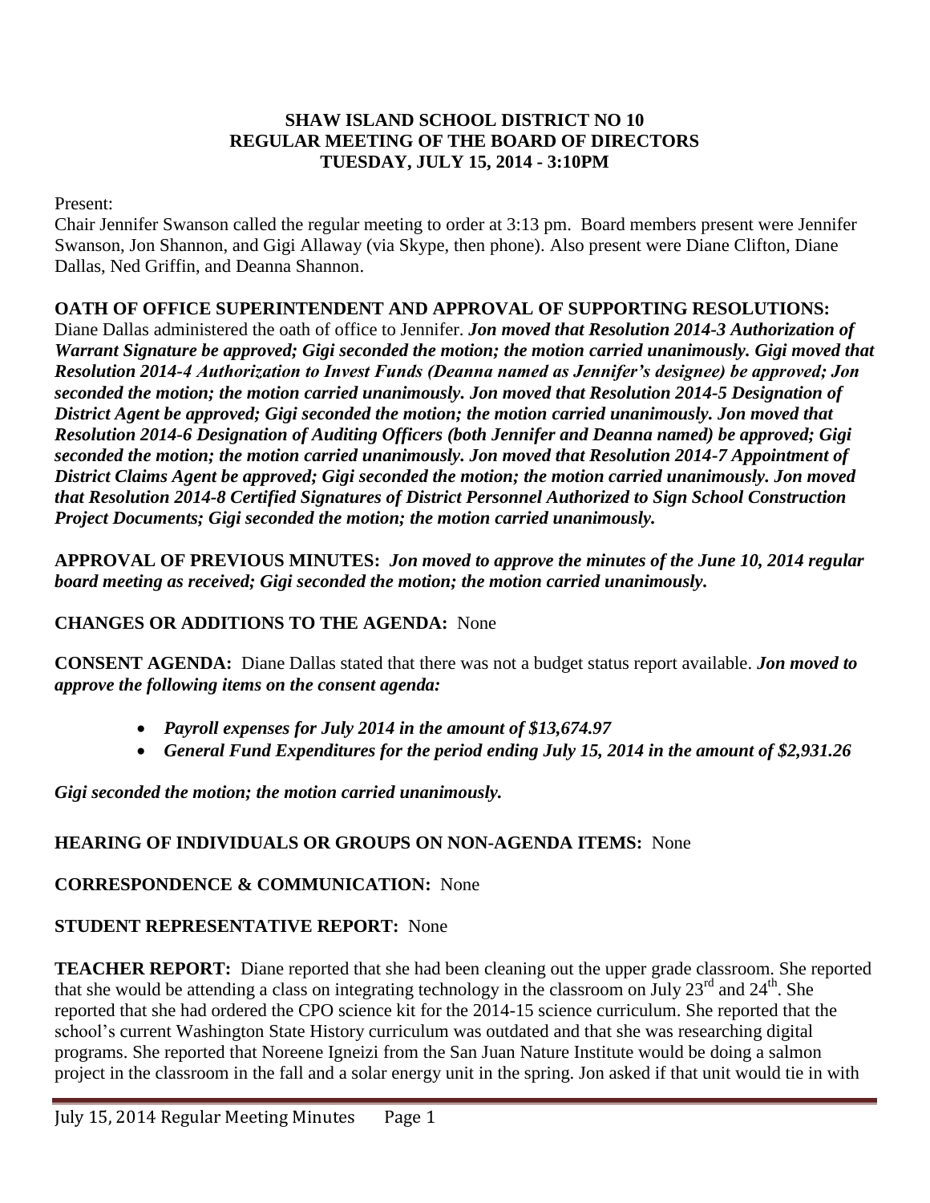**SHAW ISLAND SCHOOL DISTRICT NO 10**
**REGULAR MEETING OF THE BOARD OF DIRECTORS**
**TUESDAY, JULY 15, 2014 - 3:10PM**

Present:

Chair Jennifer Swanson called the regular meeting to order at 3:13 pm. Board members present were Jennifer Swanson, Jon Shannon, and Gigi Allaway (via Skype, then phone). Also present were Diane Clifton, Diane Dallas, Ned Griffin, and Deanna Shannon.

**OATH OF OFFICE SUPERINTENDENT AND APPROVAL OF SUPPORTING RESOLUTIONS:** Diane Dallas administered the oath of office to Jennifer. ***Jon moved that Resolution 2014-3 Authorization of Warrant Signature be approved; Gigi seconded the motion; the motion carried unanimously. Gigi moved that Resolution 2014-4 Authorization to Invest Funds (Deanna named as Jennifer's designee) be approved; Jon seconded the motion; the motion carried unanimously. Jon moved that Resolution 2014-5 Designation of District Agent be approved; Gigi seconded the motion; the motion carried unanimously. Jon moved that Resolution 2014-6 Designation of Auditing Officers (both Jennifer and Deanna named) be approved; Gigi seconded the motion; the motion carried unanimously. Jon moved that Resolution 2014-7 Appointment of District Claims Agent be approved; Gigi seconded the motion; the motion carried unanimously. Jon moved that Resolution 2014-8 Certified Signatures of District Personnel Authorized to Sign School Construction Project Documents; Gigi seconded the motion; the motion carried unanimously.***

**APPROVAL OF PREVIOUS MINUTES:** ***Jon moved to approve the minutes of the June 10, 2014 regular board meeting as received; Gigi seconded the motion; the motion carried unanimously.***

**CHANGES OR ADDITIONS TO THE AGENDA:** None

**CONSENT AGENDA:** Diane Dallas stated that there was not a budget status report available. ***Jon moved to approve the following items on the consent agenda:***

- ***Payroll expenses for July 2014 in the amount of $13,674.97***
- ***General Fund Expenditures for the period ending July 15, 2014 in the amount of $2,931.26***

***Gigi seconded the motion; the motion carried unanimously.***

**HEARING OF INDIVIDUALS OR GROUPS ON NON-AGENDA ITEMS:** None

**CORRESPONDENCE & COMMUNICATION:** None

**STUDENT REPRESENTATIVE REPORT:** None

**TEACHER REPORT:** Diane reported that she had been cleaning out the upper grade classroom. She reported that she would be attending a class on integrating technology in the classroom on July 23rd and 24th. She reported that she had ordered the CPO science kit for the 2014-15 science curriculum. She reported that the school's current Washington State History curriculum was outdated and that she was researching digital programs. She reported that Noreene Igneizi from the San Juan Nature Institute would be doing a salmon project in the classroom in the fall and a solar energy unit in the spring. Jon asked if that unit would tie in with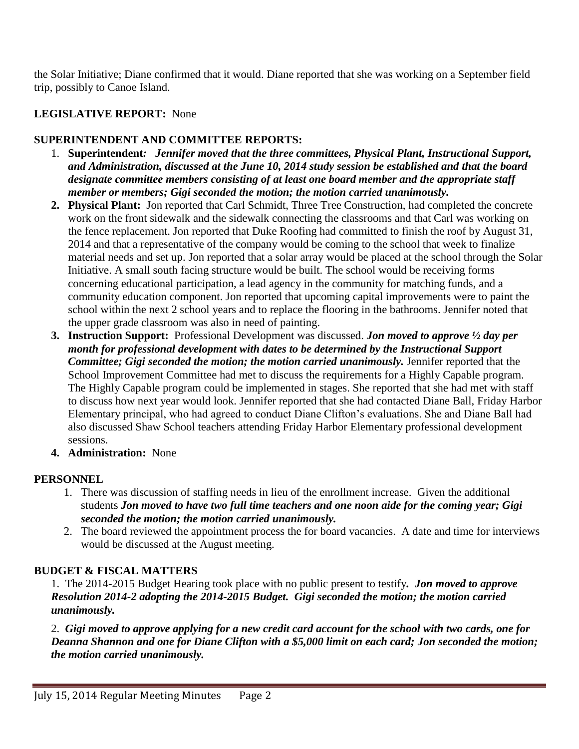the Solar Initiative; Diane confirmed that it would. Diane reported that she was working on a September field trip, possibly to Canoe Island.

**LEGISLATIVE REPORT:** None

**SUPERINTENDENT AND COMMITTEE REPORTS:**

1. **Superintendent***:* ***Jennifer moved that the three committees, Physical Plant, Instructional Support, and Administration, discussed at the June 10, 2014 study session be established and that the board designate committee members consisting of at least one board member and the appropriate staff member or members; Gigi seconded the motion; the motion carried unanimously.***
2. **Physical Plant:** Jon reported that Carl Schmidt, Three Tree Construction, had completed the concrete work on the front sidewalk and the sidewalk connecting the classrooms and that Carl was working on the fence replacement. Jon reported that Duke Roofing had committed to finish the roof by August 31, 2014 and that a representative of the company would be coming to the school that week to finalize material needs and set up. Jon reported that a solar array would be placed at the school through the Solar Initiative. A small south facing structure would be built. The school would be receiving forms concerning educational participation, a lead agency in the community for matching funds, and a community education component. Jon reported that upcoming capital improvements were to paint the school within the next 2 school years and to replace the flooring in the bathrooms. Jennifer noted that the upper grade classroom was also in need of painting.
3. **Instruction Support:** Professional Development was discussed. ***Jon moved to approve ½ day per month for professional development with dates to be determined by the Instructional Support Committee; Gigi seconded the motion; the motion carried unanimously.*** Jennifer reported that the School Improvement Committee had met to discuss the requirements for a Highly Capable program. The Highly Capable program could be implemented in stages. She reported that she had met with staff to discuss how next year would look. Jennifer reported that she had contacted Diane Ball, Friday Harbor Elementary principal, who had agreed to conduct Diane Clifton's evaluations. She and Diane Ball had also discussed Shaw School teachers attending Friday Harbor Elementary professional development sessions.
4. **Administration:** None

**PERSONNEL**

1. There was discussion of staffing needs in lieu of the enrollment increase. Given the additional students ***Jon moved to have two full time teachers and one noon aide for the coming year; Gigi seconded the motion; the motion carried unanimously.***
2. The board reviewed the appointment process the for board vacancies. A date and time for interviews would be discussed at the August meeting.

**BUDGET & FISCAL MATTERS**

1. The 2014-2015 Budget Hearing took place with no public present to testify***. Jon moved to approve Resolution 2014-2 adopting the 2014-2015 Budget. Gigi seconded the motion; the motion carried unanimously.***

2. ***Gigi moved to approve applying for a new credit card account for the school with two cards, one for Deanna Shannon and one for Diane Clifton with a $5,000 limit on each card; Jon seconded the motion; the motion carried unanimously.***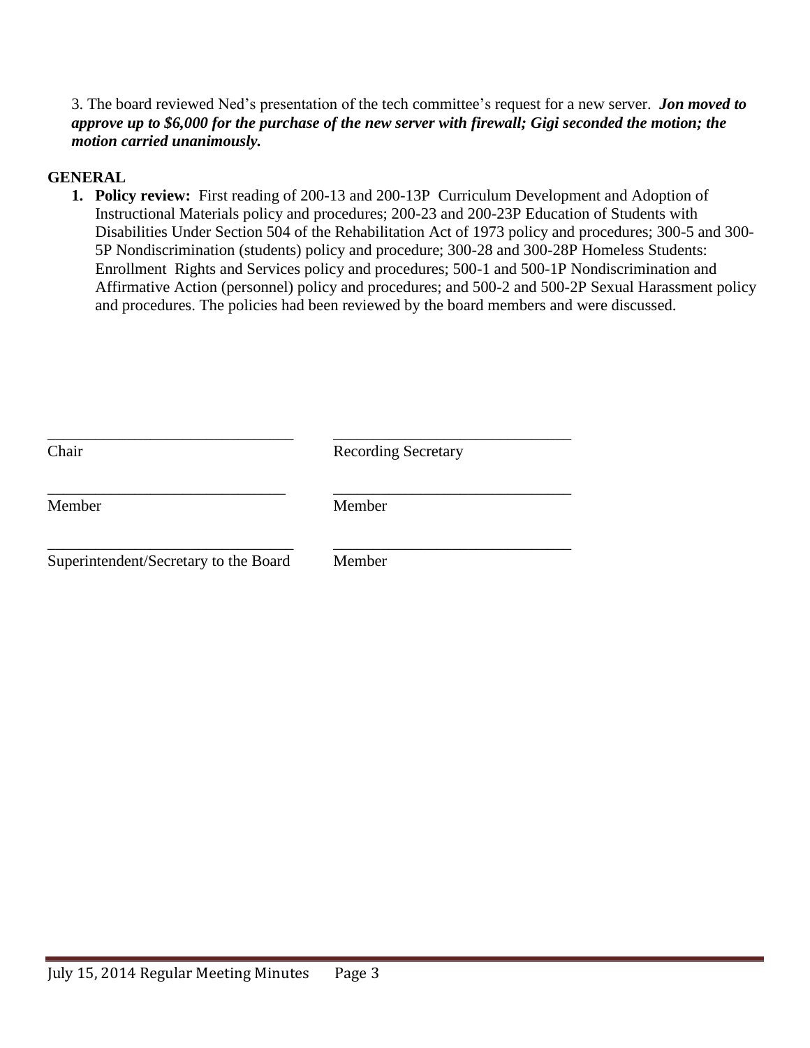3. The board reviewed Ned's presentation of the tech committee's request for a new server. ***Jon moved to approve up to $6,000 for the purchase of the new server with firewall; Gigi seconded the motion; the motion carried unanimously.***

**GENERAL**

1. **Policy review:** First reading of 200-13 and 200-13P Curriculum Development and Adoption of Instructional Materials policy and procedures; 200-23 and 200-23P Education of Students with Disabilities Under Section 504 of the Rehabilitation Act of 1973 policy and procedures; 300-5 and 300-5P Nondiscrimination (students) policy and procedure; 300-28 and 300-28P Homeless Students: Enrollment Rights and Services policy and procedures; 500-1 and 500-1P Nondiscrimination and Affirmative Action (personnel) policy and procedures; and 500-2 and 500-2P Sexual Harassment policy and procedures. The policies had been reviewed by the board members and were discussed.

| | |
|---|---|
| \_\_\_\_\_\_\_\_\_\_\_\_\_\_\_\_\_\_\_\_\_\_\_\_\_\_\_\_\_\_ | \_\_\_\_\_\_\_\_\_\_\_\_\_\_\_\_\_\_\_\_\_\_\_\_\_\_\_\_\_\_ |
| Chair | Recording Secretary |
| \_\_\_\_\_\_\_\_\_\_\_\_\_\_\_\_\_\_\_\_\_\_\_\_\_\_\_\_\_\_ | \_\_\_\_\_\_\_\_\_\_\_\_\_\_\_\_\_\_\_\_\_\_\_\_\_\_\_\_\_\_ |
| Member | Member |
| \_\_\_\_\_\_\_\_\_\_\_\_\_\_\_\_\_\_\_\_\_\_\_\_\_\_\_\_\_\_ | \_\_\_\_\_\_\_\_\_\_\_\_\_\_\_\_\_\_\_\_\_\_\_\_\_\_\_\_\_\_ |
| Superintendent/Secretary to the Board | Member |